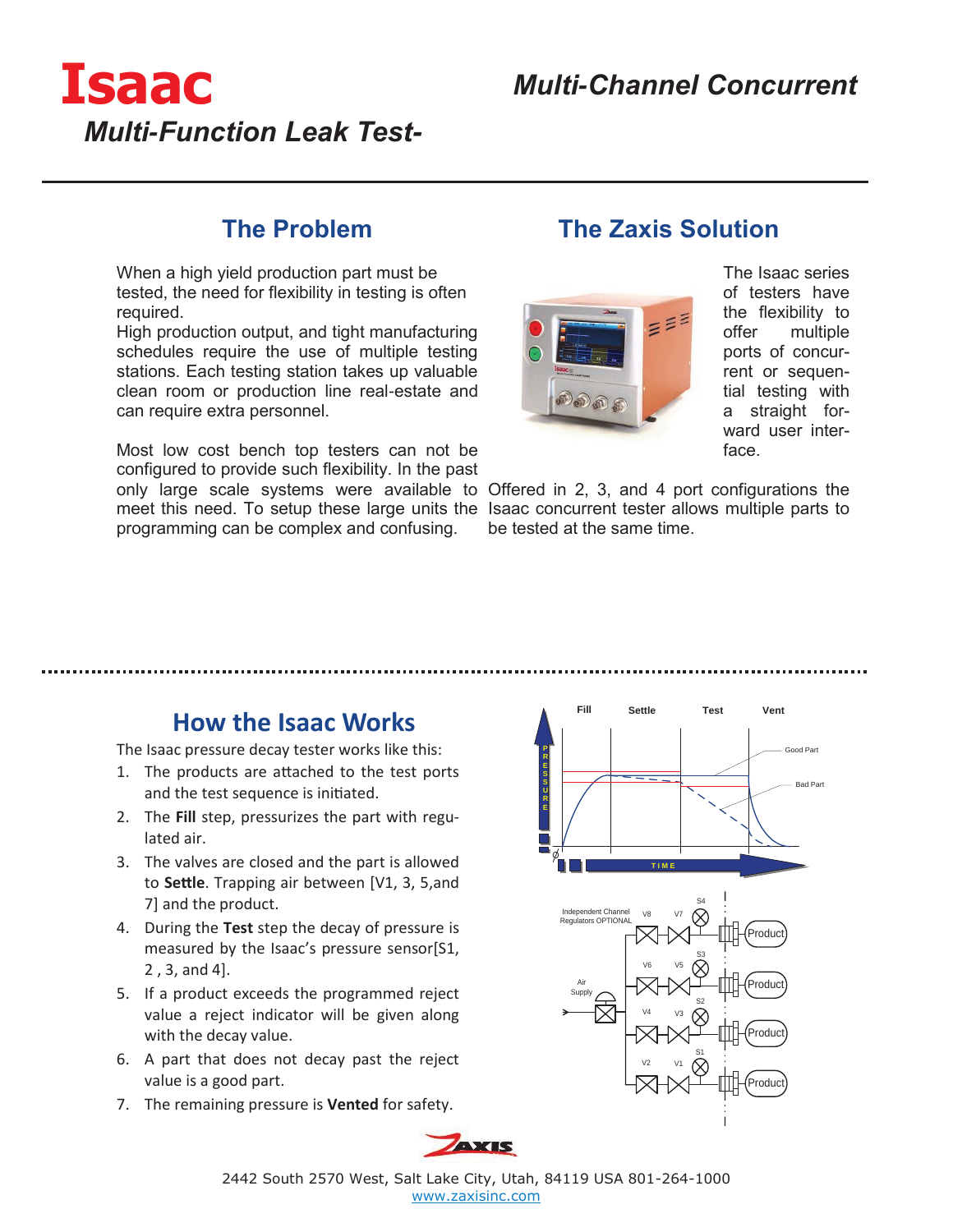# Isaac

## Multi-Channel Concurrent Multi-Function Leak Test-

## The Problem

When a high yield production part must be tested, the need for flexibility in testing is often required.
High production output, and tight manufacturing schedules require the use of multiple testing stations. Each testing station takes up valuable clean room or production line real-estate and can require extra personnel.

Most low cost bench top testers can not be configured to provide such flexibility. In the past only large scale systems were available to meet this need. To setup these large units the programming can be complex and confusing.

## The Zaxis Solution

The Isaac series of testers have the flexibility to offer multiple ports of concurrent or sequential testing with a straight forward user interface.

Offered in 2, 3, and 4 port configurations the Isaac concurrent tester allows multiple parts to be tested at the same time.

## How the Isaac Works

The Isaac pressure decay tester works like this:

1. The products are attached to the test ports and the test sequence is initiated.
2. The **Fill** step, pressurizes the part with regulated air.
3. The valves are closed and the part is allowed to **Settle**. Trapping air between [V1, 3, 5,and 7] and the product.
4. During the **Test** step the decay of pressure is measured by the Isaac's pressure sensor[S1, 2 , 3, and 4].
5. If a product exceeds the programmed reject value a reject indicator will be given along with the decay value.
6. A part that does not decay past the reject value is a good part.
7. The remaining pressure is **Vented** for safety.

2442 South 2570 West, Salt Lake City, Utah, 84119 USA 801-264-1000
www.zaxisinc.com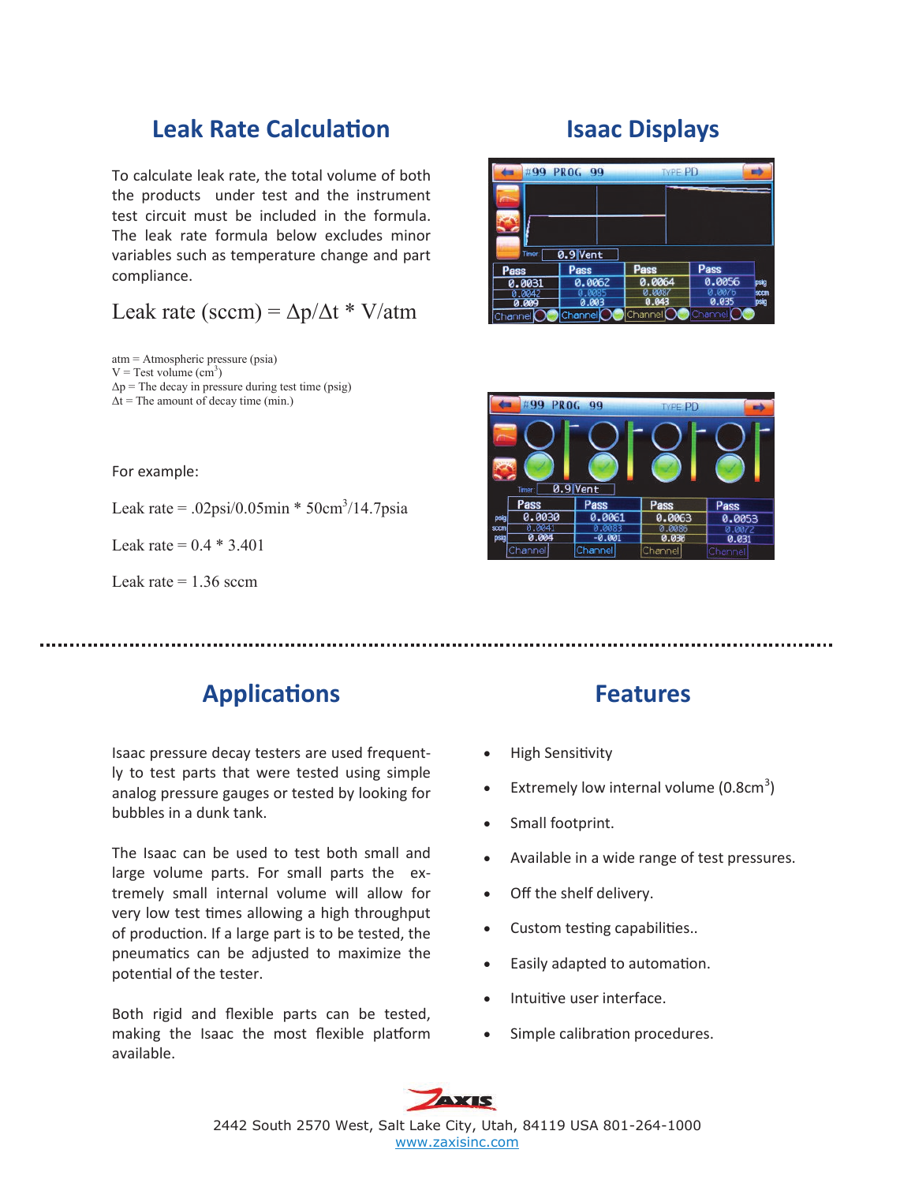## Leak Rate Calculation

To calculate leak rate, the total volume of both the products under test and the instrument test circuit must be included in the formula. The leak rate formula below excludes minor variables such as temperature change and part compliance.

$$\text{Leak rate (sccm)} = \Delta p/\Delta t * V/\text{atm}$$

atm = Atmospheric pressure (psia)
V = Test volume ($cm^3$)
$\Delta p$ = The decay in pressure during test time (psig)
$\Delta t$ = The amount of decay time (min.)

For example:

Leak rate = $.02\text{psi}/0.05\text{min} * 50\text{cm}^3/14.7\text{psia}$

Leak rate = $0.4 * 3.401$

Leak rate = 1.36 sccm

## Isaac Displays

## Applications

Isaac pressure decay testers are used frequently to test parts that were tested using simple analog pressure gauges or tested by looking for bubbles in a dunk tank.

The Isaac can be used to test both small and large volume parts. For small parts the extremely small internal volume will allow for very low test times allowing a high throughput of production. If a large part is to be tested, the pneumatics can be adjusted to maximize the potential of the tester.

Both rigid and flexible parts can be tested, making the Isaac the most flexible platform available.

## Features

- High Sensitivity
- Extremely low internal volume (0.8$cm^3$)
- Small footprint.
- Available in a wide range of test pressures.
- Off the shelf delivery.
- Custom testing capabilities..
- Easily adapted to automation.
- Intuitive user interface.
- Simple calibration procedures.

ZAXIS

2442 South 2570 West, Salt Lake City, Utah, 84119 USA 801-264-1000
www.zaxisinc.com